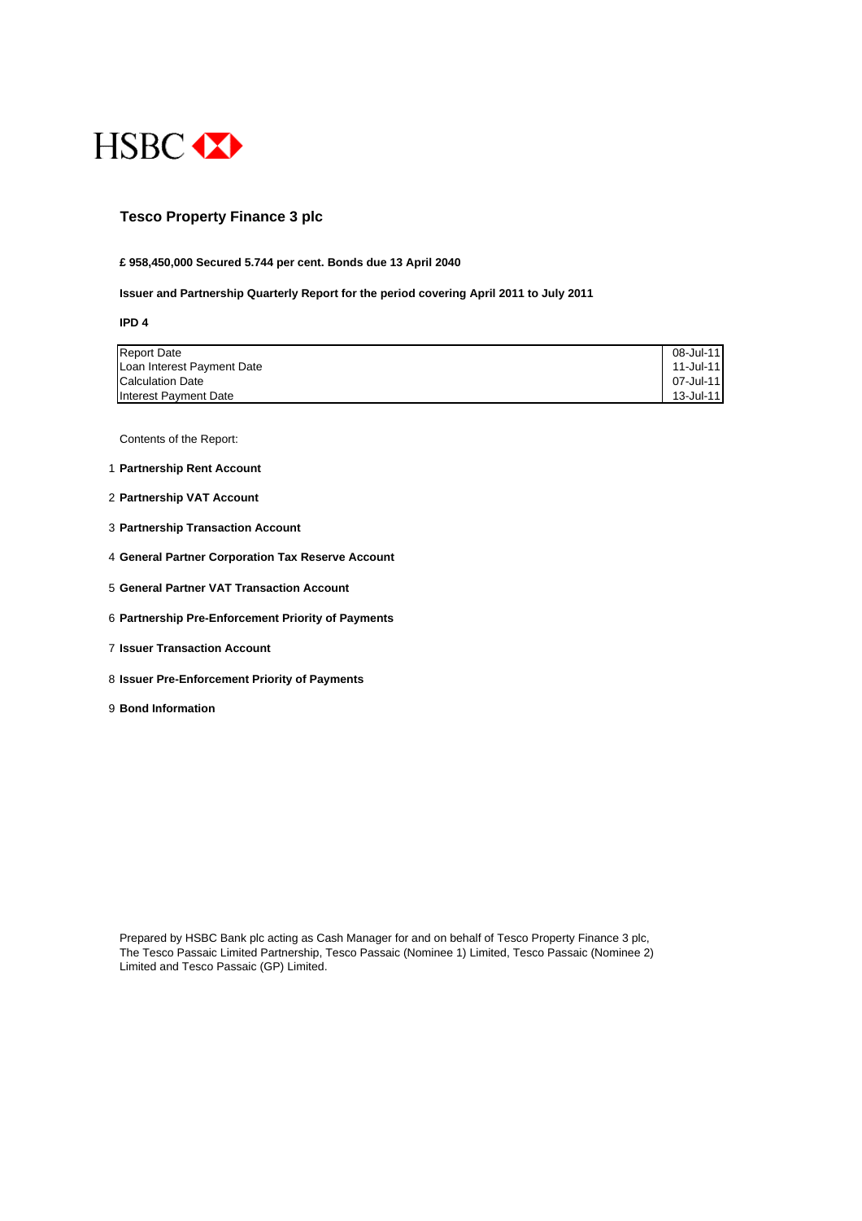HSBC

# Tesco Property Finance 3 plc

**£ 958,450,000 Secured 5.744 per cent. Bonds due 13 April 2040**

**Issuer and Partnership Quarterly Report for the period covering April 2011 to July 2011**

**IPD 4**

| | |
|---|---|
| Report Date | 08-Jul-11 |
| Loan Interest Payment Date | 11-Jul-11 |
| Calculation Date | 07-Jul-11 |
| Interest Payment Date | 13-Jul-11 |

Contents of the Report:

1. **Partnership Rent Account**
2. **Partnership VAT Account**
3. **Partnership Transaction Account**
4. **General Partner Corporation Tax Reserve Account**
5. **General Partner VAT Transaction Account**
6. **Partnership Pre-Enforcement Priority of Payments**
7. **Issuer Transaction Account**
8. **Issuer Pre-Enforcement Priority of Payments**
9. **Bond Information**

Prepared by HSBC Bank plc acting as Cash Manager for and on behalf of Tesco Property Finance 3 plc, The Tesco Passaic Limited Partnership, Tesco Passaic (Nominee 1) Limited, Tesco Passaic (Nominee 2) Limited and Tesco Passaic (GP) Limited.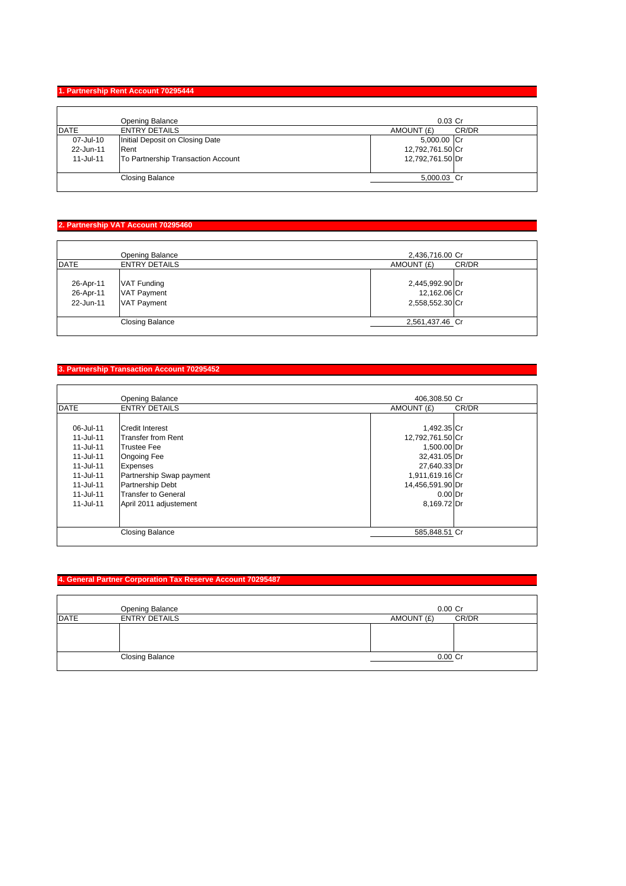## 1. Partnership Rent Account 70295444

| DATE | ENTRY DETAILS | AMOUNT (£) | CR/DR |
|---|---|---|---|
| | Opening Balance | 0.03 | Cr |
| 07-Jul-10 | Initial Deposit on Closing Date | 5,000.00 | Cr |
| 22-Jun-11 | Rent | 12,792,761.50 | Cr |
| 11-Jul-11 | To Partnership Transaction Account | 12,792,761.50 | Dr |
| | Closing Balance | 5,000.03 | Cr |

## 2. Partnership VAT Account 70295460

| DATE | ENTRY DETAILS | AMOUNT (£) | CR/DR |
|---|---|---|---|
| | Opening Balance | 2,436,716.00 | Cr |
| 26-Apr-11 | VAT Funding | 2,445,992.90 | Dr |
| 26-Apr-11 | VAT Payment | 12,162.06 | Cr |
| 22-Jun-11 | VAT Payment | 2,558,552.30 | Cr |
| | Closing Balance | 2,561,437.46 | Cr |

## 3. Partnership Transaction Account 70295452

| DATE | ENTRY DETAILS | AMOUNT (£) | CR/DR |
|---|---|---|---|
| | Opening Balance | 406,308.50 | Cr |
| 06-Jul-11 | Credit Interest | 1,492.35 | Cr |
| 11-Jul-11 | Transfer from Rent | 12,792,761.50 | Cr |
| 11-Jul-11 | Trustee Fee | 1,500.00 | Dr |
| 11-Jul-11 | Ongoing Fee | 32,431.05 | Dr |
| 11-Jul-11 | Expenses | 27,640.33 | Dr |
| 11-Jul-11 | Partnership Swap payment | 1,911,619.16 | Cr |
| 11-Jul-11 | Partnership Debt | 14,456,591.90 | Dr |
| 11-Jul-11 | Transfer to General | 0.00 | Dr |
| 11-Jul-11 | April 2011 adjustement | 8,169.72 | Dr |
| | Closing Balance | 585,848.51 | Cr |

## 4. General Partner Corporation Tax Reserve Account 70295487

| DATE | ENTRY DETAILS | AMOUNT (£) | CR/DR |
|---|---|---|---|
| | Opening Balance | 0.00 | Cr |
| | | | |
| | Closing Balance | 0.00 | Cr |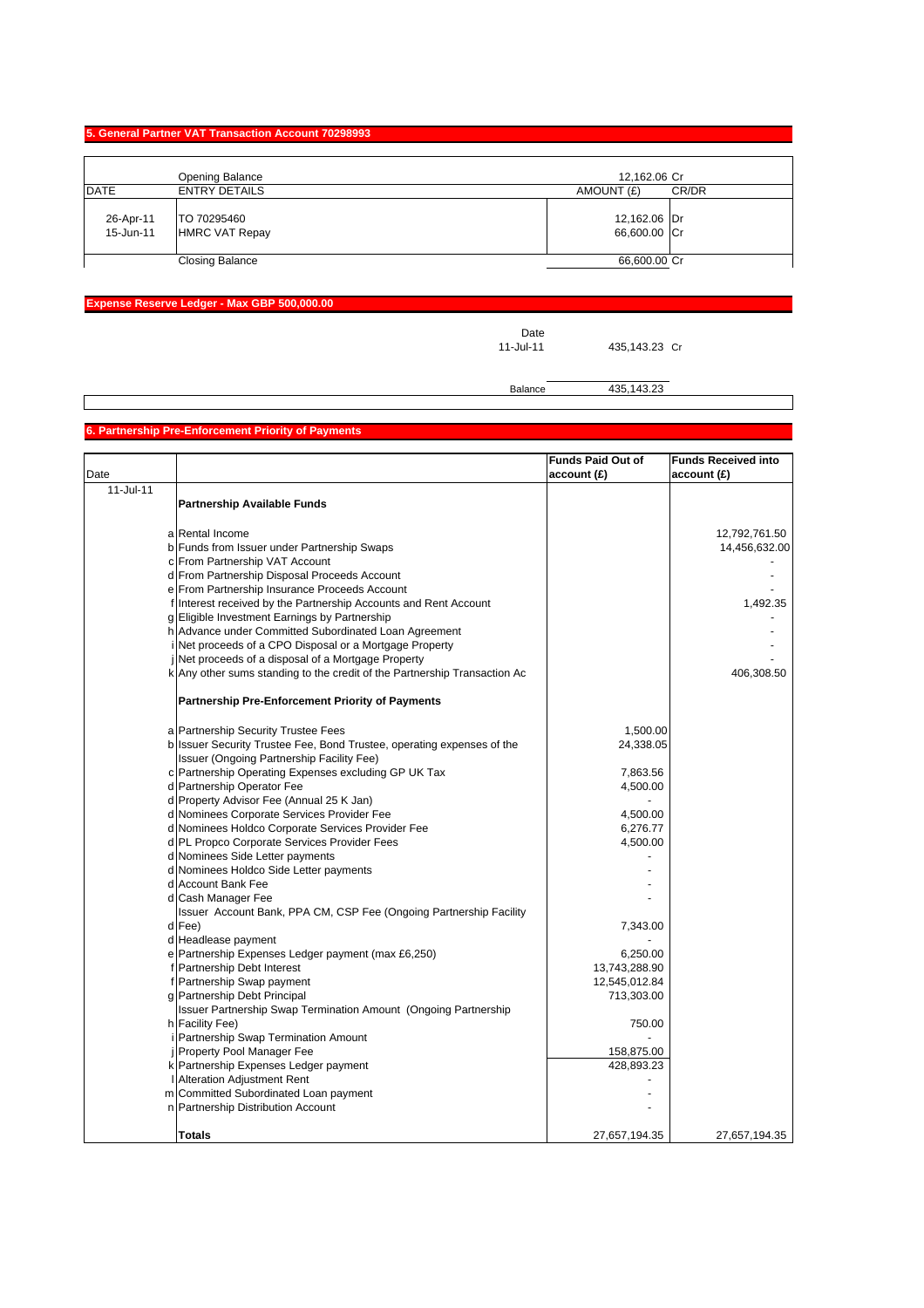## 5. General Partner VAT Transaction Account 70298993

| DATE | ENTRY DETAILS | AMOUNT (£) | CR/DR |
|---|---|---|---|
| | Opening Balance | 12,162.06 | Cr |
| 26-Apr-11 | TO 70295460 | 12,162.06 | Dr |
| 15-Jun-11 | HMRC VAT Repay | 66,600.00 | Cr |
| | Closing Balance | 66,600.00 | Cr |

## Expense Reserve Ledger - Max GBP 500,000.00

| Date | | |
|---|---|---|
| 11-Jul-11 | 435,143.23 | Cr |
| Balance | 435,143.23 | |

## 6. Partnership Pre-Enforcement Priority of Payments

| Date | | | Funds Paid Out of account (£) | Funds Received into account (£) |
|---|---|---|---|---|
| 11-Jul-11 | | **Partnership Available Funds** | | |
| | a | Rental Income | | 12,792,761.50 |
| | b | Funds from Issuer under Partnership Swaps | | 14,456,632.00 |
| | c | From Partnership VAT Account | | - |
| | d | From Partnership Disposal Proceeds Account | | - |
| | e | From Partnership Insurance Proceeds Account | | - |
| | f | Interest received by the Partnership Accounts and Rent Account | | 1,492.35 |
| | g | Eligible Investment Earnings by Partnership | | - |
| | h | Advance under Committed Subordinated Loan Agreement | | - |
| | i | Net proceeds of a CPO Disposal or a Mortgage Property | | - |
| | j | Net proceeds of a disposal of a Mortgage Property | | - |
| | k | Any other sums standing to the credit of the Partnership Transaction Ac | | 406,308.50 |
| | | **Partnership Pre-Enforcement Priority of Payments** | | |
| | a | Partnership Security Trustee Fees | 1,500.00 | |
| | b | Issuer Security Trustee Fee, Bond Trustee, operating expenses of the Issuer (Ongoing Partnership Facility Fee) | 24,338.05 | |
| | c | Partnership Operating Expenses excluding GP UK Tax | 7,863.56 | |
| | d | Partnership Operator Fee | 4,500.00 | |
| | d | Property Advisor Fee (Annual 25 K Jan) | - | |
| | d | Nominees Corporate Services Provider Fee | 4,500.00 | |
| | d | Nominees Holdco Corporate Services Provider Fee | 6,276.77 | |
| | d | PL Propco Corporate Services Provider Fees | 4,500.00 | |
| | d | Nominees Side Letter payments | - | |
| | d | Nominees Holdco Side Letter payments | - | |
| | d | Account Bank Fee | - | |
| | d | Cash Manager Fee | - | |
| | d | Issuer Account Bank, PPA CM, CSP Fee (Ongoing Partnership Facility Fee) | 7,343.00 | |
| | d | Headlease payment | - | |
| | e | Partnership Expenses Ledger payment (max £6,250) | 6,250.00 | |
| | f | Partnership Debt Interest | 13,743,288.90 | |
| | f | Partnership Swap payment | 12,545,012.84 | |
| | g | Partnership Debt Principal | 713,303.00 | |
| | h | Issuer Partnership Swap Termination Amount (Ongoing Partnership Facility Fee) | 750.00 | |
| | i | Partnership Swap Termination Amount | - | |
| | j | Property Pool Manager Fee | 158,875.00 | |
| | k | Partnership Expenses Ledger payment | 428,893.23 | |
| | l | Alteration Adjustment Rent | - | |
| | m | Committed Subordinated Loan payment | - | |
| | n | Partnership Distribution Account | - | |
| | | **Totals** | 27,657,194.35 | 27,657,194.35 |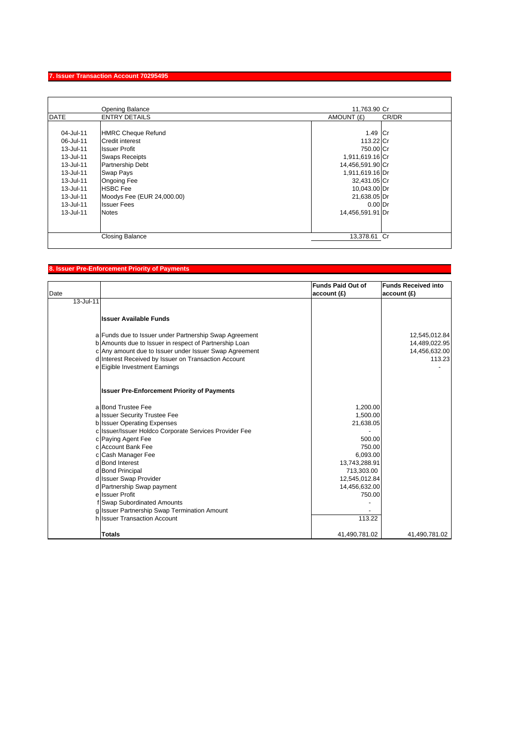## 7. Issuer Transaction Account 70295495

| DATE | ENTRY DETAILS | AMOUNT (£) | CR/DR |
|---|---|---|---|
| | Opening Balance | 11,763.90 | Cr |
| 04-Jul-11 | HMRC Cheque Refund | 1.49 | Cr |
| 06-Jul-11 | Credit interest | 113.22 | Cr |
| 13-Jul-11 | Issuer Profit | 750.00 | Cr |
| 13-Jul-11 | Swaps Receipts | 1,911,619.16 | Cr |
| 13-Jul-11 | Partnership Debt | 14,456,591.90 | Cr |
| 13-Jul-11 | Swap Pays | 1,911,619.16 | Dr |
| 13-Jul-11 | Ongoing Fee | 32,431.05 | Cr |
| 13-Jul-11 | HSBC Fee | 10,043.00 | Dr |
| 13-Jul-11 | Moodys Fee (EUR 24,000.00) | 21,638.05 | Dr |
| 13-Jul-11 | Issuer Fees | 0.00 | Dr |
| 13-Jul-11 | Notes | 14,456,591.91 | Dr |
| | Closing Balance | 13,378.61 | Cr |

## 8. Issuer Pre-Enforcement Priority of Payments

| Date | | | Funds Paid Out of account (£) | Funds Received into account (£) |
|---|---|---|---|---|
| 13-Jul-11 | | | | |
| | | **Issuer Available Funds** | | |
| | a | Funds due to Issuer under Partnership Swap Agreement | | 12,545,012.84 |
| | b | Amounts due to Issuer in respect of Partnership Loan | | 14,489,022.95 |
| | c | Any amount due to Issuer under Issuer Swap Agreement | | 14,456,632.00 |
| | d | Interest Received by Issuer on Transaction Account | | 113.23 |
| | e | Eigible Investment Earnings | | - |
| | | **Issuer Pre-Enforcement Priority of Payments** | | |
| | a | Bond Trustee Fee | 1,200.00 | |
| | a | Issuer Security Trustee Fee | 1,500.00 | |
| | b | Issuer Operating Expenses | 21,638.05 | |
| | c | Issuer/Issuer Holdco Corporate Services Provider Fee | - | |
| | c | Paying Agent Fee | 500.00 | |
| | c | Account Bank Fee | 750.00 | |
| | c | Cash Manager Fee | 6,093.00 | |
| | d | Bond Interest | 13,743,288.91 | |
| | d | Bond Principal | 713,303.00 | |
| | d | Issuer Swap Provider | 12,545,012.84 | |
| | d | Partnership Swap payment | 14,456,632.00 | |
| | e | Issuer Profit | 750.00 | |
| | f | Swap Subordinated Amounts | - | |
| | g | Issuer Partnership Swap Termination Amount | - | |
| | h | Issuer Transaction Account | 113.22 | |
| | | **Totals** | 41,490,781.02 | 41,490,781.02 |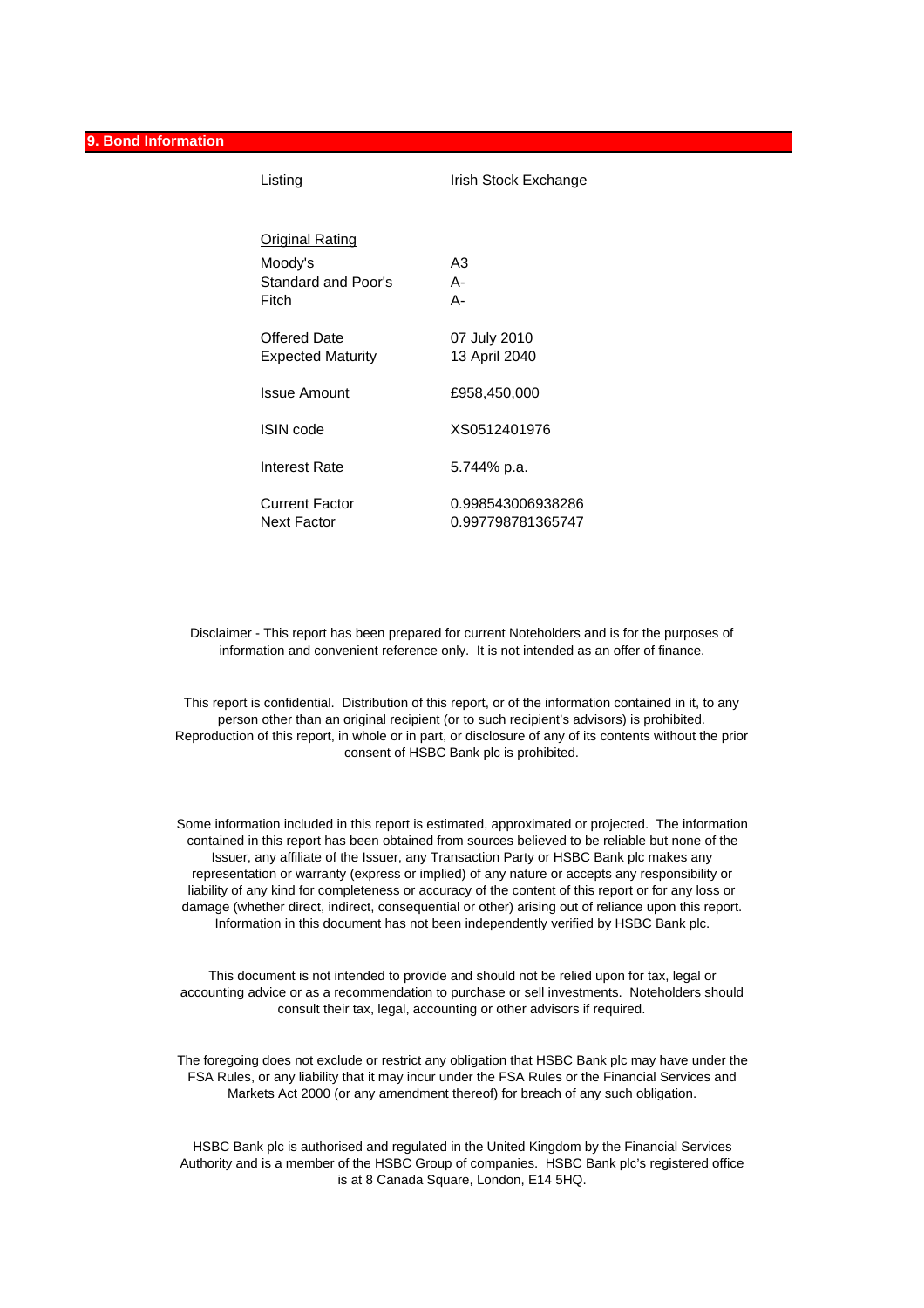## 9. Bond Information

| | |
|---|---|
| Listing | Irish Stock Exchange |
| | |
| Original Rating | |
| Moody's | A3 |
| Standard and Poor's | A- |
| Fitch | A- |
| | |
| Offered Date | 07 July 2010 |
| Expected Maturity | 13 April 2040 |
| | |
| Issue Amount | £958,450,000 |
| | |
| ISIN code | XS0512401976 |
| | |
| Interest Rate | 5.744% p.a. |
| | |
| Current Factor | 0.998543006938286 |
| Next Factor | 0.997798781365747 |

Disclaimer - This report has been prepared for current Noteholders and is for the purposes of information and convenient reference only. It is not intended as an offer of finance.

This report is confidential. Distribution of this report, or of the information contained in it, to any person other than an original recipient (or to such recipient's advisors) is prohibited. Reproduction of this report, in whole or in part, or disclosure of any of its contents without the prior consent of HSBC Bank plc is prohibited.

Some information included in this report is estimated, approximated or projected. The information contained in this report has been obtained from sources believed to be reliable but none of the Issuer, any affiliate of the Issuer, any Transaction Party or HSBC Bank plc makes any representation or warranty (express or implied) of any nature or accepts any responsibility or liability of any kind for completeness or accuracy of the content of this report or for any loss or damage (whether direct, indirect, consequential or other) arising out of reliance upon this report. Information in this document has not been independently verified by HSBC Bank plc.

This document is not intended to provide and should not be relied upon for tax, legal or accounting advice or as a recommendation to purchase or sell investments. Noteholders should consult their tax, legal, accounting or other advisors if required.

The foregoing does not exclude or restrict any obligation that HSBC Bank plc may have under the FSA Rules, or any liability that it may incur under the FSA Rules or the Financial Services and Markets Act 2000 (or any amendment thereof) for breach of any such obligation.

HSBC Bank plc is authorised and regulated in the United Kingdom by the Financial Services Authority and is a member of the HSBC Group of companies. HSBC Bank plc's registered office is at 8 Canada Square, London, E14 5HQ.